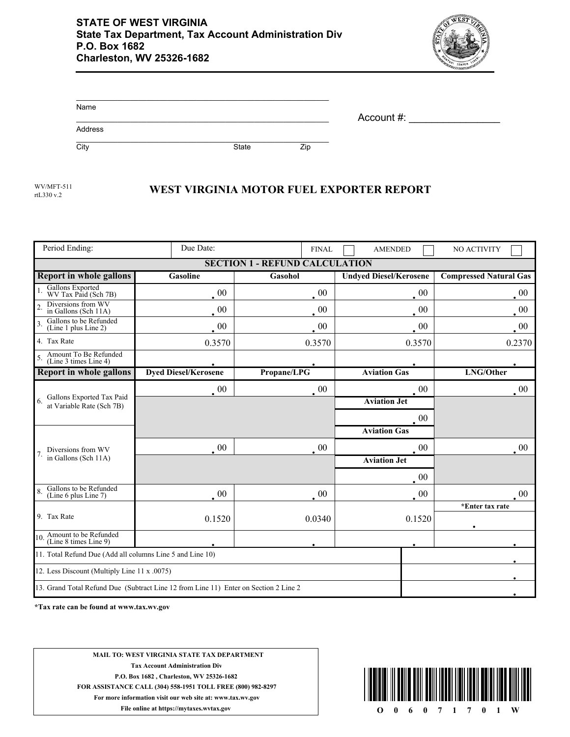**STATE OF WEST VIRGINIA**
**State Tax Department, Tax Account Administration Div**
**P.O. Box 1682**
**Charleston, WV 25326-1682**

Name ______________________________

Address ______________________________

City ______________ State ______ Zip ______

Account #: ________________

WV/MFT-511
rtL330 v.2

# WEST VIRGINIA MOTOR FUEL EXPORTER REPORT

| Period Ending: | Due Date: | FINAL ☐ AMENDED ☐ | NO ACTIVITY ☐ |
|---|---|---|---|

**SECTION 1 - REFUND CALCULATION**

| Report in whole gallons | Gasoline | Gasohol | Undyed Diesel/Kerosene | Compressed Natural Gas |
|---|---|---|---|---|
| 1. Gallons Exported WV Tax Paid (Sch 7B) | .00 | .00 | .00 | .00 |
| 2. Diversions from WV in Gallons (Sch 11A) | .00 | .00 | .00 | .00 |
| 3. Gallons to be Refunded (Line 1 plus Line 2) | .00 | .00 | .00 | .00 |
| 4. Tax Rate | 0.3570 | 0.3570 | 0.3570 | 0.2370 |
| 5. Amount To Be Refunded (Line 3 times Line 4) | . | . | . | . |

| Report in whole gallons | Dyed Diesel/Kerosene | Propane/LPG | Aviation Gas | LNG/Other |
|---|---|---|---|---|
| 6. Gallons Exported Tax Paid at Variable Rate (Sch 7B) | .00 | .00 | .00 | .00 |
| | | | Aviation Jet | |
| | | | .00 | |
| | | | Aviation Gas | |
| 7. Diversions from WV in Gallons (Sch 11A) | .00 | .00 | .00 | .00 |
| | | | Aviation Jet | |
| | | | .00 | |
| 8. Gallons to be Refunded (Line 6 plus Line 7) | .00 | .00 | .00 | .00 |
| 9. Tax Rate | 0.1520 | 0.0340 | 0.1520 | *Enter tax rate . |
| 10. Amount to be Refunded (Line 8 times Line 9) | . | . | . | . |

| | |
|---|---|
| 11. Total Refund Due (Add all columns Line 5 and Line 10) | . |
| 12. Less Discount (Multiply Line 11 x .0075) | . |
| 13. Grand Total Refund Due (Subtract Line 12 from Line 11) Enter on Section 2 Line 2 | . |

**\*Tax rate can be found at www.tax.wv.gov**

**MAIL TO: WEST VIRGINIA STATE TAX DEPARTMENT**
**Tax Account Administration Div**
**P.O. Box 1682 , Charleston, WV 25326-1682**
**FOR ASSISTANCE CALL (304) 558-1951 TOLL FREE (800) 982-8297**
**For more information visit our web site at: www.tax.wv.gov**
**File online at https://mytaxes.wvtax.gov**

O 0 6 0 7 1 7 0 1 W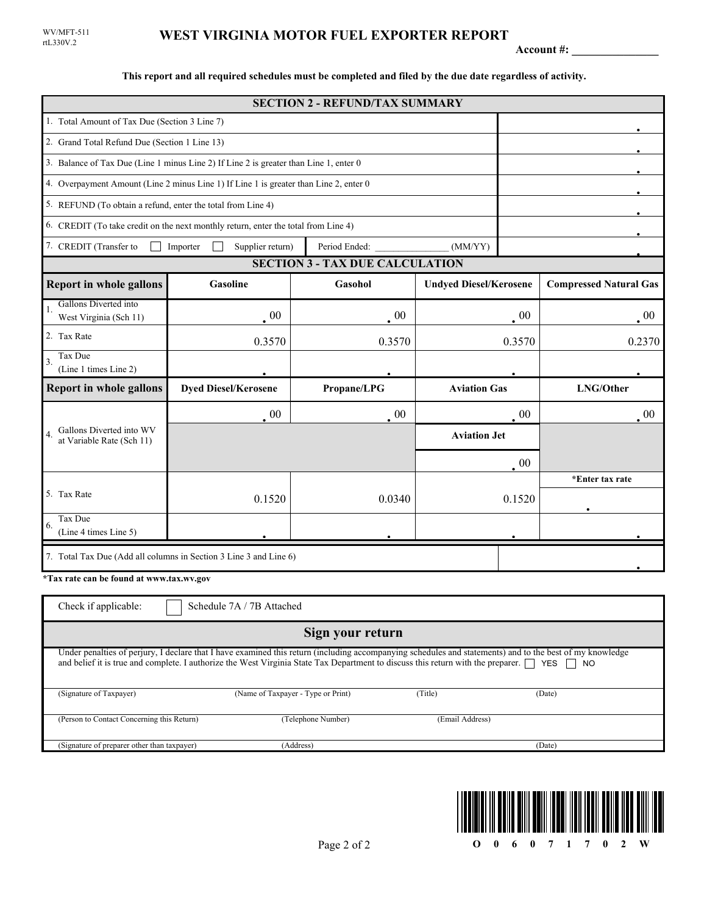WV/MFT-511
rtL330V.2

# WEST VIRGINIA MOTOR FUEL EXPORTER REPORT

**Account #: _______________**

**This report and all required schedules must be completed and filed by the due date regardless of activity.**

| SECTION 2 - REFUND/TAX SUMMARY | |
|---|---|
| 1. Total Amount of Tax Due (Section 3 Line 7) | . |
| 2. Grand Total Refund Due (Section 1 Line 13) | . |
| 3. Balance of Tax Due (Line 1 minus Line 2) If Line 2 is greater than Line 1, enter 0 | . |
| 4. Overpayment Amount (Line 2 minus Line 1) If Line 1 is greater than Line 2, enter 0 | . |
| 5. REFUND (To obtain a refund, enter the total from Line 4) | . |
| 6. CREDIT (To take credit on the next monthly return, enter the total from Line 4) | . |
| 7. CREDIT (Transfer to ☐ Importer ☐ Supplier return) Period Ended: _______________ (MM/YY) | . |

| SECTION 3 - TAX DUE CALCULATION | | | | |
|---|---|---|---|---|
| **Report in whole gallons** | **Gasoline** | **Gasohol** | **Undyed Diesel/Kerosene** | **Compressed Natural Gas** |
| 1. Gallons Diverted into West Virginia (Sch 11) | .00 | .00 | .00 | .00 |
| 2. Tax Rate | 0.3570 | 0.3570 | 0.3570 | 0.2370 |
| 3. Tax Due (Line 1 times Line 2) | . | . | . | . |
| **Report in whole gallons** | **Dyed Diesel/Kerosene** | **Propane/LPG** | **Aviation Gas** | **LNG/Other** |
| 4. Gallons Diverted into WV at Variable Rate (Sch 11) | .00 | .00 | .00 | .00 |
| | | | **Aviation Jet** | |
| | | | .00 | |
| 5. Tax Rate | 0.1520 | 0.0340 | 0.1520 | *Enter tax rate . |
| 6. Tax Due (Line 4 times Line 5) | . | . | . | . |
| 7. Total Tax Due (Add all columns in Section 3 Line 3 and Line 6) | | | | . |

*Tax rate can be found at www.tax.wv.gov

Check if applicable: ☐ Schedule 7A / 7B Attached

## Sign your return

Under penalties of perjury, I declare that I have examined this return (including accompanying schedules and statements) and to the best of my knowledge and belief it is true and complete. I authorize the West Virginia State Tax Department to discuss this return with the preparer. ☐ YES ☐ NO

(Signature of Taxpayer) (Name of Taxpayer - Type or Print) (Title) (Date)

(Person to Contact Concerning this Return) (Telephone Number) (Email Address)

(Signature of preparer other than taxpayer) (Address) (Date)

O 0 6 0 7 1 7 0 2 W